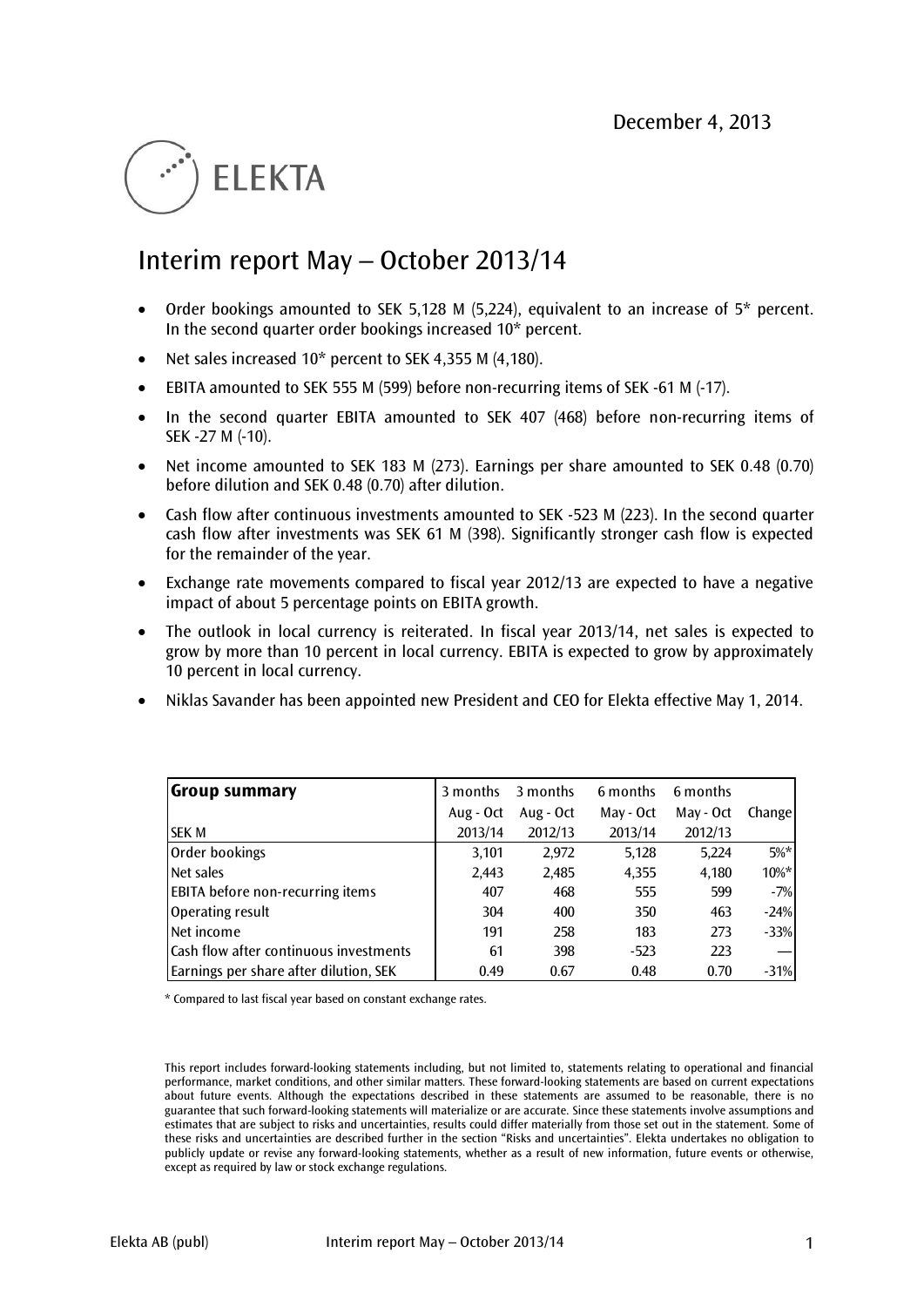December 4, 2013

ELEKTA

# Interim report May – October 2013/14

- Order bookings amounted to SEK 5,128 M (5,224), equivalent to an increase of 5* percent. In the second quarter order bookings increased 10* percent.
- Net sales increased 10* percent to SEK 4,355 M (4,180).
- EBITA amounted to SEK 555 M (599) before non-recurring items of SEK -61 M (-17).
- In the second quarter EBITA amounted to SEK 407 (468) before non-recurring items of SEK -27 M (-10).
- Net income amounted to SEK 183 M (273). Earnings per share amounted to SEK 0.48 (0.70) before dilution and SEK 0.48 (0.70) after dilution.
- Cash flow after continuous investments amounted to SEK -523 M (223). In the second quarter cash flow after investments was SEK 61 M (398). Significantly stronger cash flow is expected for the remainder of the year.
- Exchange rate movements compared to fiscal year 2012/13 are expected to have a negative impact of about 5 percentage points on EBITA growth.
- The outlook in local currency is reiterated. In fiscal year 2013/14, net sales is expected to grow by more than 10 percent in local currency. EBITA is expected to grow by approximately 10 percent in local currency.
- Niklas Savander has been appointed new President and CEO for Elekta effective May 1, 2014.

| **Group summary** | 3 months | 3 months | 6 months | 6 months | |
|---|---|---|---|---|---|
| | Aug - Oct | Aug - Oct | May - Oct | May - Oct | Change |
| SEK M | 2013/14 | 2012/13 | 2013/14 | 2012/13 | |
| Order bookings | 3,101 | 2,972 | 5,128 | 5,224 | 5%* |
| Net sales | 2,443 | 2,485 | 4,355 | 4,180 | 10%* |
| EBITA before non-recurring items | 407 | 468 | 555 | 599 | -7% |
| Operating result | 304 | 400 | 350 | 463 | -24% |
| Net income | 191 | 258 | 183 | 273 | -33% |
| Cash flow after continuous investments | 61 | 398 | -523 | 223 | — |
| Earnings per share after dilution, SEK | 0.49 | 0.67 | 0.48 | 0.70 | -31% |

\* Compared to last fiscal year based on constant exchange rates.

This report includes forward-looking statements including, but not limited to, statements relating to operational and financial performance, market conditions, and other similar matters. These forward-looking statements are based on current expectations about future events. Although the expectations described in these statements are assumed to be reasonable, there is no guarantee that such forward-looking statements will materialize or are accurate. Since these statements involve assumptions and estimates that are subject to risks and uncertainties, results could differ materially from those set out in the statement. Some of these risks and uncertainties are described further in the section "Risks and uncertainties". Elekta undertakes no obligation to publicly update or revise any forward-looking statements, whether as a result of new information, future events or otherwise, except as required by law or stock exchange regulations.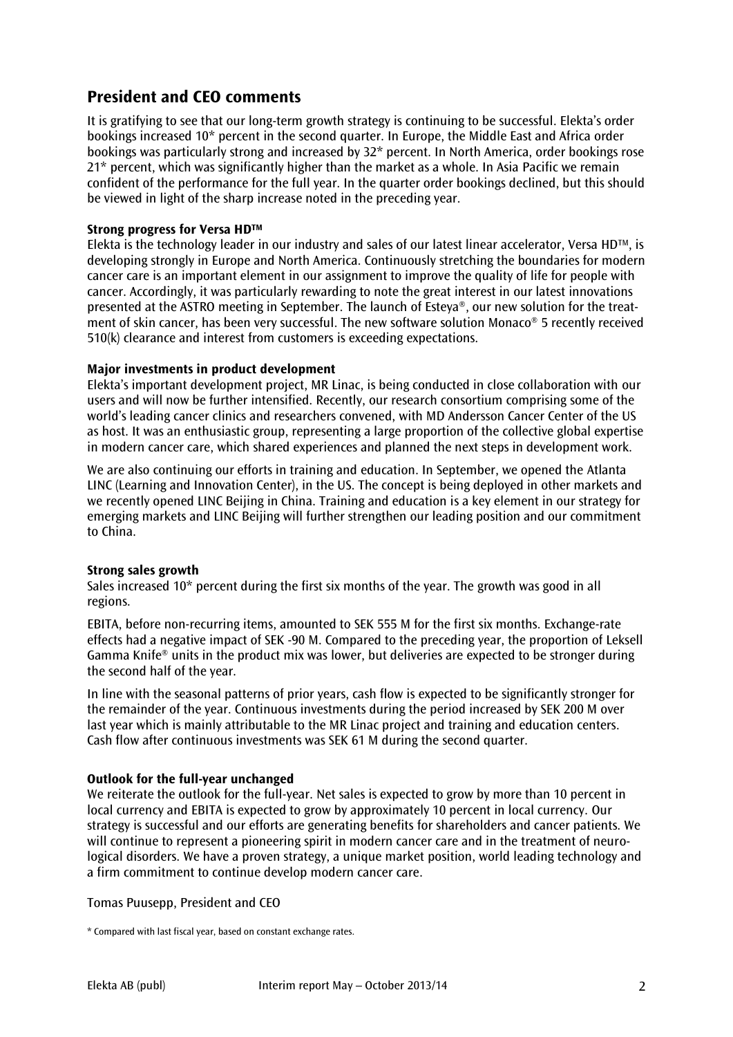## President and CEO comments

It is gratifying to see that our long-term growth strategy is continuing to be successful. Elekta's order bookings increased 10* percent in the second quarter. In Europe, the Middle East and Africa order bookings was particularly strong and increased by 32* percent. In North America, order bookings rose 21* percent, which was significantly higher than the market as a whole. In Asia Pacific we remain confident of the performance for the full year. In the quarter order bookings declined, but this should be viewed in light of the sharp increase noted in the preceding year.

**Strong progress for Versa HD™**

Elekta is the technology leader in our industry and sales of our latest linear accelerator, Versa HD™, is developing strongly in Europe and North America. Continuously stretching the boundaries for modern cancer care is an important element in our assignment to improve the quality of life for people with cancer. Accordingly, it was particularly rewarding to note the great interest in our latest innovations presented at the ASTRO meeting in September. The launch of Esteya®, our new solution for the treatment of skin cancer, has been very successful. The new software solution Monaco® 5 recently received 510(k) clearance and interest from customers is exceeding expectations.

**Major investments in product development**

Elekta's important development project, MR Linac, is being conducted in close collaboration with our users and will now be further intensified. Recently, our research consortium comprising some of the world's leading cancer clinics and researchers convened, with MD Andersson Cancer Center of the US as host. It was an enthusiastic group, representing a large proportion of the collective global expertise in modern cancer care, which shared experiences and planned the next steps in development work.

We are also continuing our efforts in training and education. In September, we opened the Atlanta LINC (Learning and Innovation Center), in the US. The concept is being deployed in other markets and we recently opened LINC Beijing in China. Training and education is a key element in our strategy for emerging markets and LINC Beijing will further strengthen our leading position and our commitment to China.

**Strong sales growth**

Sales increased 10* percent during the first six months of the year. The growth was good in all regions.

EBITA, before non-recurring items, amounted to SEK 555 M for the first six months. Exchange-rate effects had a negative impact of SEK -90 M. Compared to the preceding year, the proportion of Leksell Gamma Knife® units in the product mix was lower, but deliveries are expected to be stronger during the second half of the year.

In line with the seasonal patterns of prior years, cash flow is expected to be significantly stronger for the remainder of the year. Continuous investments during the period increased by SEK 200 M over last year which is mainly attributable to the MR Linac project and training and education centers. Cash flow after continuous investments was SEK 61 M during the second quarter.

**Outlook for the full-year unchanged**

We reiterate the outlook for the full-year. Net sales is expected to grow by more than 10 percent in local currency and EBITA is expected to grow by approximately 10 percent in local currency. Our strategy is successful and our efforts are generating benefits for shareholders and cancer patients. We will continue to represent a pioneering spirit in modern cancer care and in the treatment of neurological disorders. We have a proven strategy, a unique market position, world leading technology and a firm commitment to continue develop modern cancer care.

Tomas Puusepp, President and CEO

\* Compared with last fiscal year, based on constant exchange rates.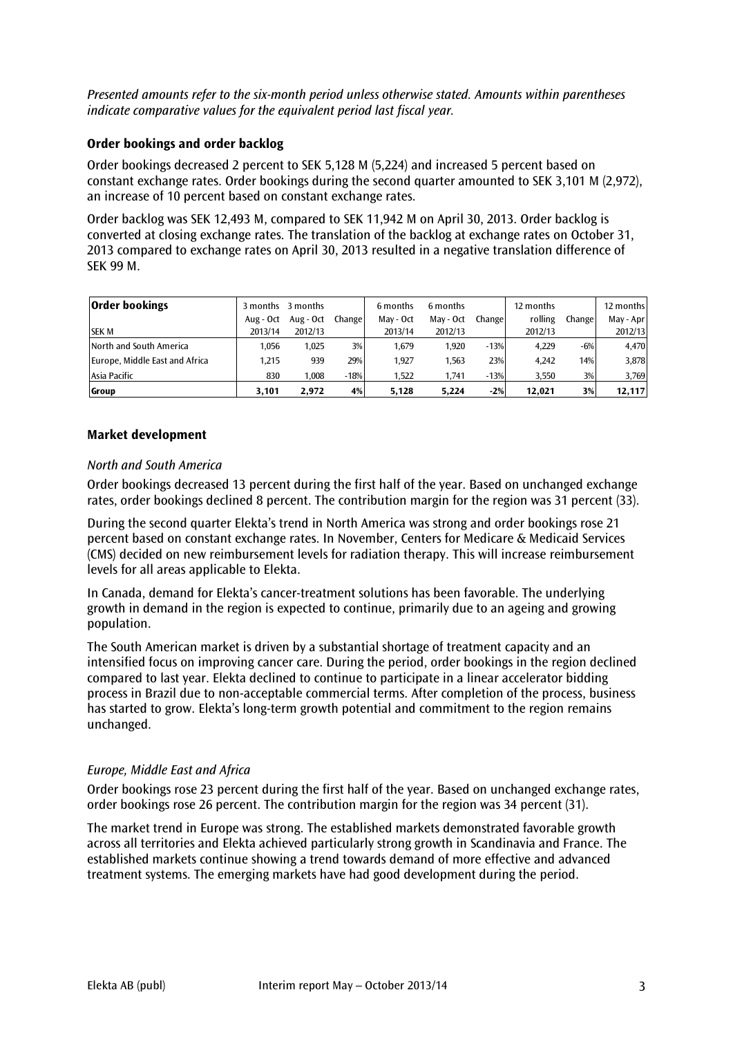*Presented amounts refer to the six-month period unless otherwise stated. Amounts within parentheses indicate comparative values for the equivalent period last fiscal year.*

### Order bookings and order backlog

Order bookings decreased 2 percent to SEK 5,128 M (5,224) and increased 5 percent based on constant exchange rates. Order bookings during the second quarter amounted to SEK 3,101 M (2,972), an increase of 10 percent based on constant exchange rates.

Order backlog was SEK 12,493 M, compared to SEK 11,942 M on April 30, 2013. Order backlog is converted at closing exchange rates. The translation of the backlog at exchange rates on October 31, 2013 compared to exchange rates on April 30, 2013 resulted in a negative translation difference of SEK 99 M.

| **Order bookings** | 3 months | 3 months | | 6 months | 6 months | | 12 months | | 12 months |
|---|---|---|---|---|---|---|---|---|---|
| | Aug - Oct | Aug - Oct | Change | May - Oct | May - Oct | Change | rolling | Change | May - Apr |
| SEK M | 2013/14 | 2012/13 | | 2013/14 | 2012/13 | | 2012/13 | | 2012/13 |
| North and South America | 1,056 | 1,025 | 3% | 1,679 | 1,920 | -13% | 4,229 | -6% | 4,470 |
| Europe, Middle East and Africa | 1,215 | 939 | 29% | 1,927 | 1,563 | 23% | 4,242 | 14% | 3,878 |
| Asia Pacific | 830 | 1,008 | -18% | 1,522 | 1,741 | -13% | 3,550 | 3% | 3,769 |
| **Group** | **3,101** | **2,972** | **4%** | **5,128** | **5,224** | **-2%** | **12,021** | **3%** | **12,117** |

### Market development

*North and South America*

Order bookings decreased 13 percent during the first half of the year. Based on unchanged exchange rates, order bookings declined 8 percent. The contribution margin for the region was 31 percent (33).

During the second quarter Elekta's trend in North America was strong and order bookings rose 21 percent based on constant exchange rates. In November, Centers for Medicare & Medicaid Services (CMS) decided on new reimbursement levels for radiation therapy. This will increase reimbursement levels for all areas applicable to Elekta.

In Canada, demand for Elekta's cancer-treatment solutions has been favorable. The underlying growth in demand in the region is expected to continue, primarily due to an ageing and growing population.

The South American market is driven by a substantial shortage of treatment capacity and an intensified focus on improving cancer care. During the period, order bookings in the region declined compared to last year. Elekta declined to continue to participate in a linear accelerator bidding process in Brazil due to non-acceptable commercial terms. After completion of the process, business has started to grow. Elekta's long-term growth potential and commitment to the region remains unchanged.

*Europe, Middle East and Africa*

Order bookings rose 23 percent during the first half of the year. Based on unchanged exchange rates, order bookings rose 26 percent. The contribution margin for the region was 34 percent (31).

The market trend in Europe was strong. The established markets demonstrated favorable growth across all territories and Elekta achieved particularly strong growth in Scandinavia and France. The established markets continue showing a trend towards demand of more effective and advanced treatment systems. The emerging markets have had good development during the period.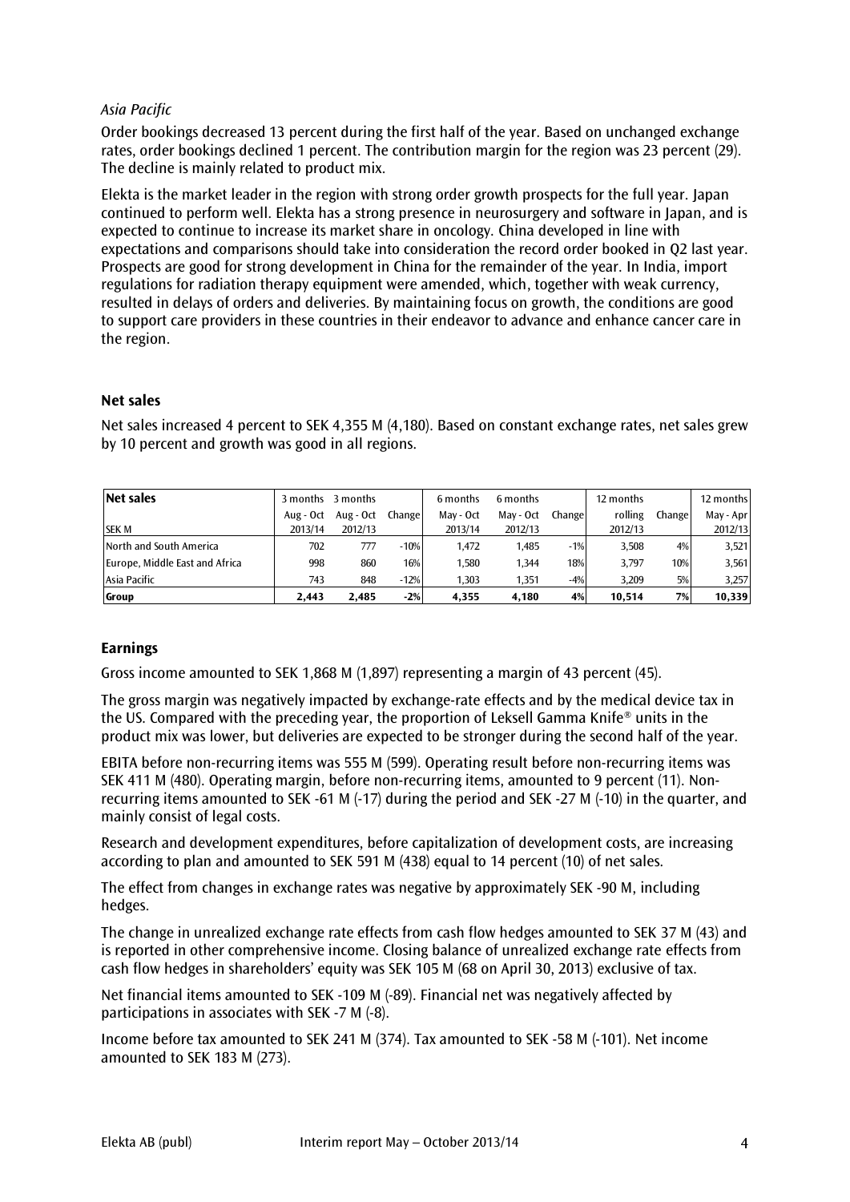*Asia Pacific*

Order bookings decreased 13 percent during the first half of the year. Based on unchanged exchange rates, order bookings declined 1 percent. The contribution margin for the region was 23 percent (29). The decline is mainly related to product mix.

Elekta is the market leader in the region with strong order growth prospects for the full year. Japan continued to perform well. Elekta has a strong presence in neurosurgery and software in Japan, and is expected to continue to increase its market share in oncology. China developed in line with expectations and comparisons should take into consideration the record order booked in Q2 last year. Prospects are good for strong development in China for the remainder of the year. In India, import regulations for radiation therapy equipment were amended, which, together with weak currency, resulted in delays of orders and deliveries. By maintaining focus on growth, the conditions are good to support care providers in these countries in their endeavor to advance and enhance cancer care in the region.

## Net sales

Net sales increased 4 percent to SEK 4,355 M (4,180). Based on constant exchange rates, net sales grew by 10 percent and growth was good in all regions.

| **Net sales** | 3 months | 3 months | | 6 months | 6 months | | 12 months | | 12 months |
|---|---|---|---|---|---|---|---|---|---|
| | Aug - Oct | Aug - Oct | Change | May - Oct | May - Oct | Change | rolling | Change | May - Apr |
| SEK M | 2013/14 | 2012/13 | | 2013/14 | 2012/13 | | 2012/13 | | 2012/13 |
| North and South America | 702 | 777 | -10% | 1,472 | 1,485 | -1% | 3,508 | 4% | 3,521 |
| Europe, Middle East and Africa | 998 | 860 | 16% | 1,580 | 1,344 | 18% | 3,797 | 10% | 3,561 |
| Asia Pacific | 743 | 848 | -12% | 1,303 | 1,351 | -4% | 3,209 | 5% | 3,257 |
| **Group** | **2,443** | **2,485** | **-2%** | **4,355** | **4,180** | **4%** | **10,514** | **7%** | **10,339** |

## Earnings

Gross income amounted to SEK 1,868 M (1,897) representing a margin of 43 percent (45).

The gross margin was negatively impacted by exchange-rate effects and by the medical device tax in the US. Compared with the preceding year, the proportion of Leksell Gamma Knife® units in the product mix was lower, but deliveries are expected to be stronger during the second half of the year.

EBITA before non-recurring items was 555 M (599). Operating result before non-recurring items was SEK 411 M (480). Operating margin, before non-recurring items, amounted to 9 percent (11). Non-recurring items amounted to SEK -61 M (-17) during the period and SEK -27 M (-10) in the quarter, and mainly consist of legal costs.

Research and development expenditures, before capitalization of development costs, are increasing according to plan and amounted to SEK 591 M (438) equal to 14 percent (10) of net sales.

The effect from changes in exchange rates was negative by approximately SEK -90 M, including hedges.

The change in unrealized exchange rate effects from cash flow hedges amounted to SEK 37 M (43) and is reported in other comprehensive income. Closing balance of unrealized exchange rate effects from cash flow hedges in shareholders' equity was SEK 105 M (68 on April 30, 2013) exclusive of tax.

Net financial items amounted to SEK -109 M (-89). Financial net was negatively affected by participations in associates with SEK -7 M (-8).

Income before tax amounted to SEK 241 M (374). Tax amounted to SEK -58 M (-101). Net income amounted to SEK 183 M (273).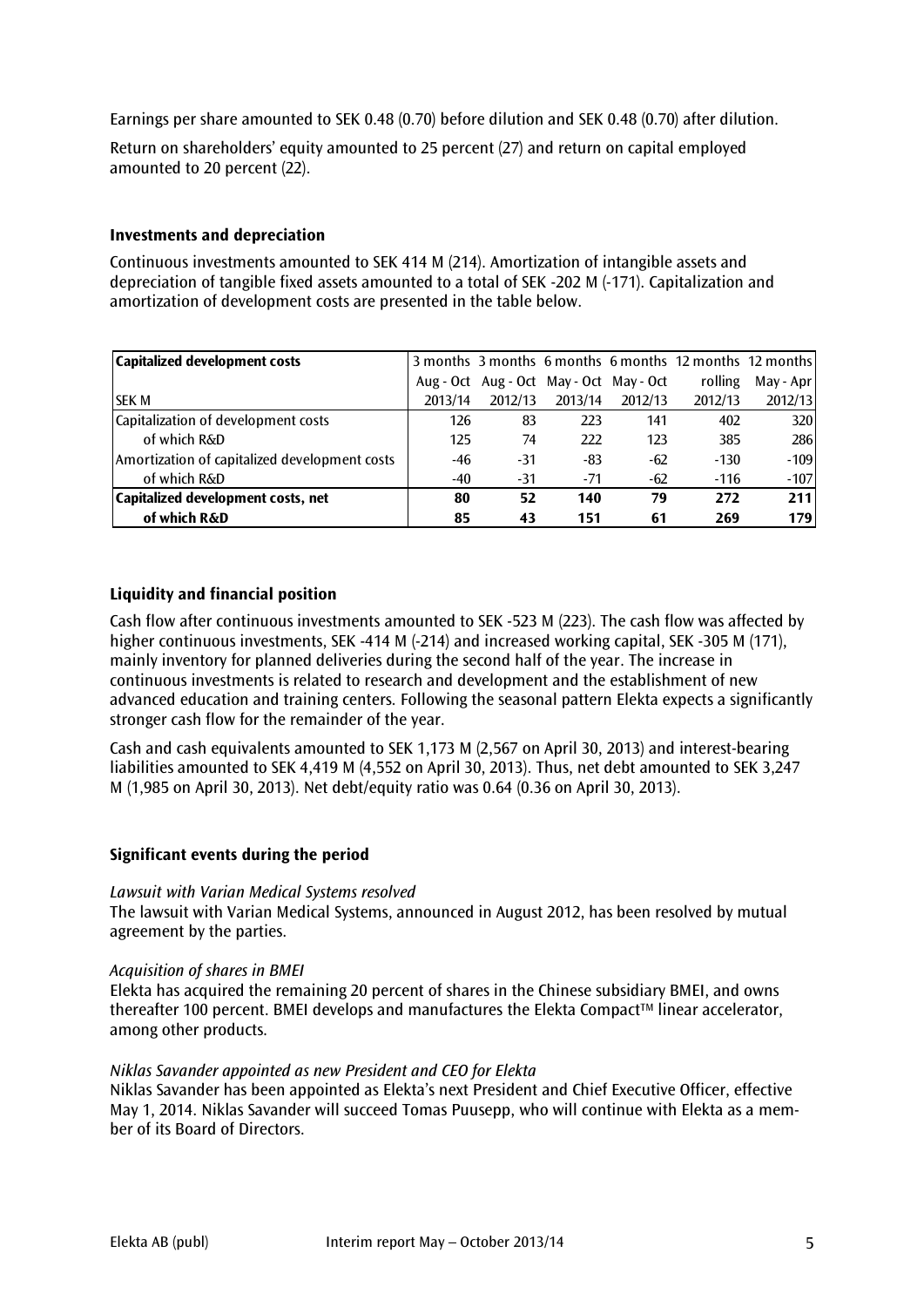Earnings per share amounted to SEK 0.48 (0.70) before dilution and SEK 0.48 (0.70) after dilution.

Return on shareholders' equity amounted to 25 percent (27) and return on capital employed amounted to 20 percent (22).

### Investments and depreciation

Continuous investments amounted to SEK 414 M (214). Amortization of intangible assets and depreciation of tangible fixed assets amounted to a total of SEK -202 M (-171). Capitalization and amortization of development costs are presented in the table below.

| **Capitalized development costs** | 3 months | 3 months | 6 months | 6 months | 12 months | 12 months |
|---|---|---|---|---|---|---|
| | Aug - Oct | Aug - Oct | May - Oct | May - Oct | rolling | May - Apr |
| SEK M | 2013/14 | 2012/13 | 2013/14 | 2012/13 | 2012/13 | 2012/13 |
| Capitalization of development costs | 126 | 83 | 223 | 141 | 402 | 320 |
| of which R&D | 125 | 74 | 222 | 123 | 385 | 286 |
| Amortization of capitalized development costs | -46 | -31 | -83 | -62 | -130 | -109 |
| of which R&D | -40 | -31 | -71 | -62 | -116 | -107 |
| **Capitalized development costs, net** | **80** | **52** | **140** | **79** | **272** | **211** |
| **of which R&D** | **85** | **43** | **151** | **61** | **269** | **179** |

### Liquidity and financial position

Cash flow after continuous investments amounted to SEK -523 M (223). The cash flow was affected by higher continuous investments, SEK -414 M (-214) and increased working capital, SEK -305 M (171), mainly inventory for planned deliveries during the second half of the year. The increase in continuous investments is related to research and development and the establishment of new advanced education and training centers. Following the seasonal pattern Elekta expects a significantly stronger cash flow for the remainder of the year.

Cash and cash equivalents amounted to SEK 1,173 M (2,567 on April 30, 2013) and interest-bearing liabilities amounted to SEK 4,419 M (4,552 on April 30, 2013). Thus, net debt amounted to SEK 3,247 M (1,985 on April 30, 2013). Net debt/equity ratio was 0.64 (0.36 on April 30, 2013).

### Significant events during the period

*Lawsuit with Varian Medical Systems resolved*
The lawsuit with Varian Medical Systems, announced in August 2012, has been resolved by mutual agreement by the parties.

*Acquisition of shares in BMEI*
Elekta has acquired the remaining 20 percent of shares in the Chinese subsidiary BMEI, and owns thereafter 100 percent. BMEI develops and manufactures the Elekta Compact™ linear accelerator, among other products.

*Niklas Savander appointed as new President and CEO for Elekta*
Niklas Savander has been appointed as Elekta's next President and Chief Executive Officer, effective May 1, 2014. Niklas Savander will succeed Tomas Puusepp, who will continue with Elekta as a member of its Board of Directors.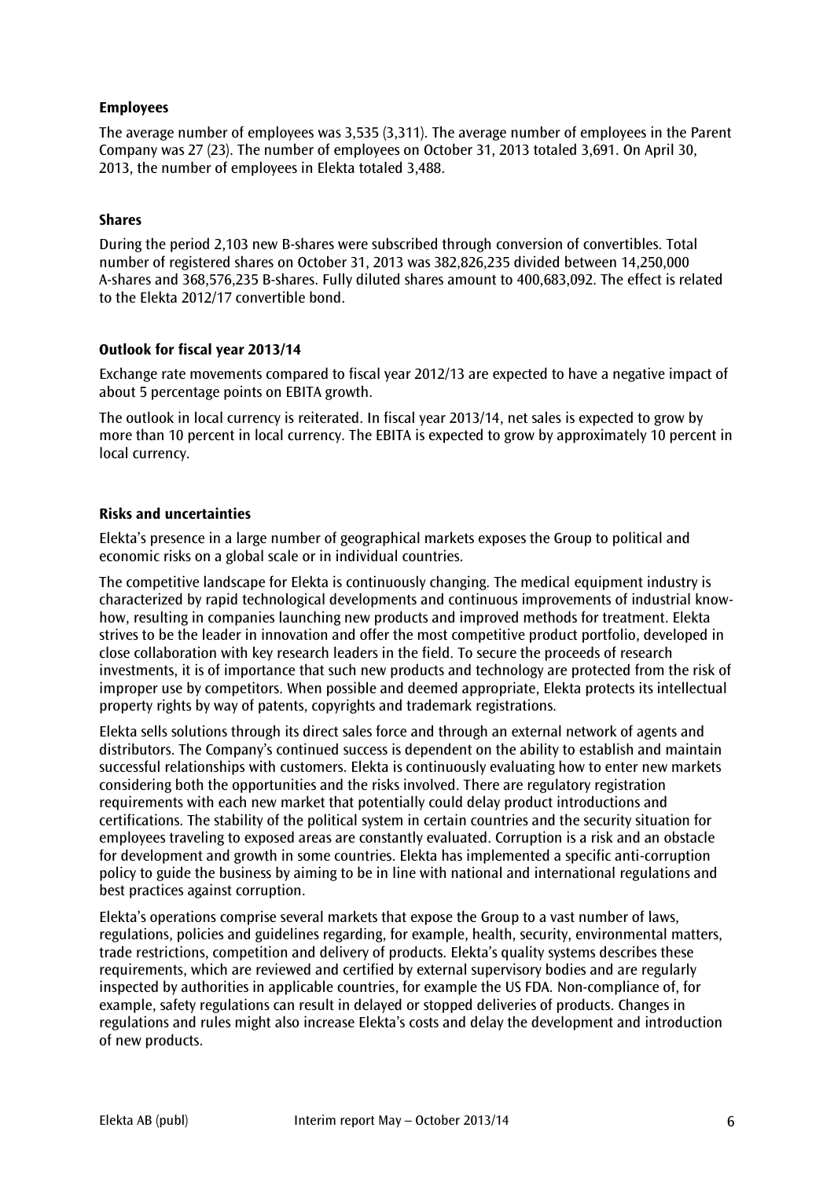### Employees

The average number of employees was 3,535 (3,311). The average number of employees in the Parent Company was 27 (23). The number of employees on October 31, 2013 totaled 3,691. On April 30, 2013, the number of employees in Elekta totaled 3,488.

### Shares

During the period 2,103 new B-shares were subscribed through conversion of convertibles. Total number of registered shares on October 31, 2013 was 382,826,235 divided between 14,250,000 A-shares and 368,576,235 B-shares. Fully diluted shares amount to 400,683,092. The effect is related to the Elekta 2012/17 convertible bond.

### Outlook for fiscal year 2013/14

Exchange rate movements compared to fiscal year 2012/13 are expected to have a negative impact of about 5 percentage points on EBITA growth.

The outlook in local currency is reiterated. In fiscal year 2013/14, net sales is expected to grow by more than 10 percent in local currency. The EBITA is expected to grow by approximately 10 percent in local currency.

### Risks and uncertainties

Elekta's presence in a large number of geographical markets exposes the Group to political and economic risks on a global scale or in individual countries.

The competitive landscape for Elekta is continuously changing. The medical equipment industry is characterized by rapid technological developments and continuous improvements of industrial know-how, resulting in companies launching new products and improved methods for treatment. Elekta strives to be the leader in innovation and offer the most competitive product portfolio, developed in close collaboration with key research leaders in the field. To secure the proceeds of research investments, it is of importance that such new products and technology are protected from the risk of improper use by competitors. When possible and deemed appropriate, Elekta protects its intellectual property rights by way of patents, copyrights and trademark registrations.

Elekta sells solutions through its direct sales force and through an external network of agents and distributors. The Company's continued success is dependent on the ability to establish and maintain successful relationships with customers. Elekta is continuously evaluating how to enter new markets considering both the opportunities and the risks involved. There are regulatory registration requirements with each new market that potentially could delay product introductions and certifications. The stability of the political system in certain countries and the security situation for employees traveling to exposed areas are constantly evaluated. Corruption is a risk and an obstacle for development and growth in some countries. Elekta has implemented a specific anti-corruption policy to guide the business by aiming to be in line with national and international regulations and best practices against corruption.

Elekta's operations comprise several markets that expose the Group to a vast number of laws, regulations, policies and guidelines regarding, for example, health, security, environmental matters, trade restrictions, competition and delivery of products. Elekta's quality systems describes these requirements, which are reviewed and certified by external supervisory bodies and are regularly inspected by authorities in applicable countries, for example the US FDA. Non-compliance of, for example, safety regulations can result in delayed or stopped deliveries of products. Changes in regulations and rules might also increase Elekta's costs and delay the development and introduction of new products.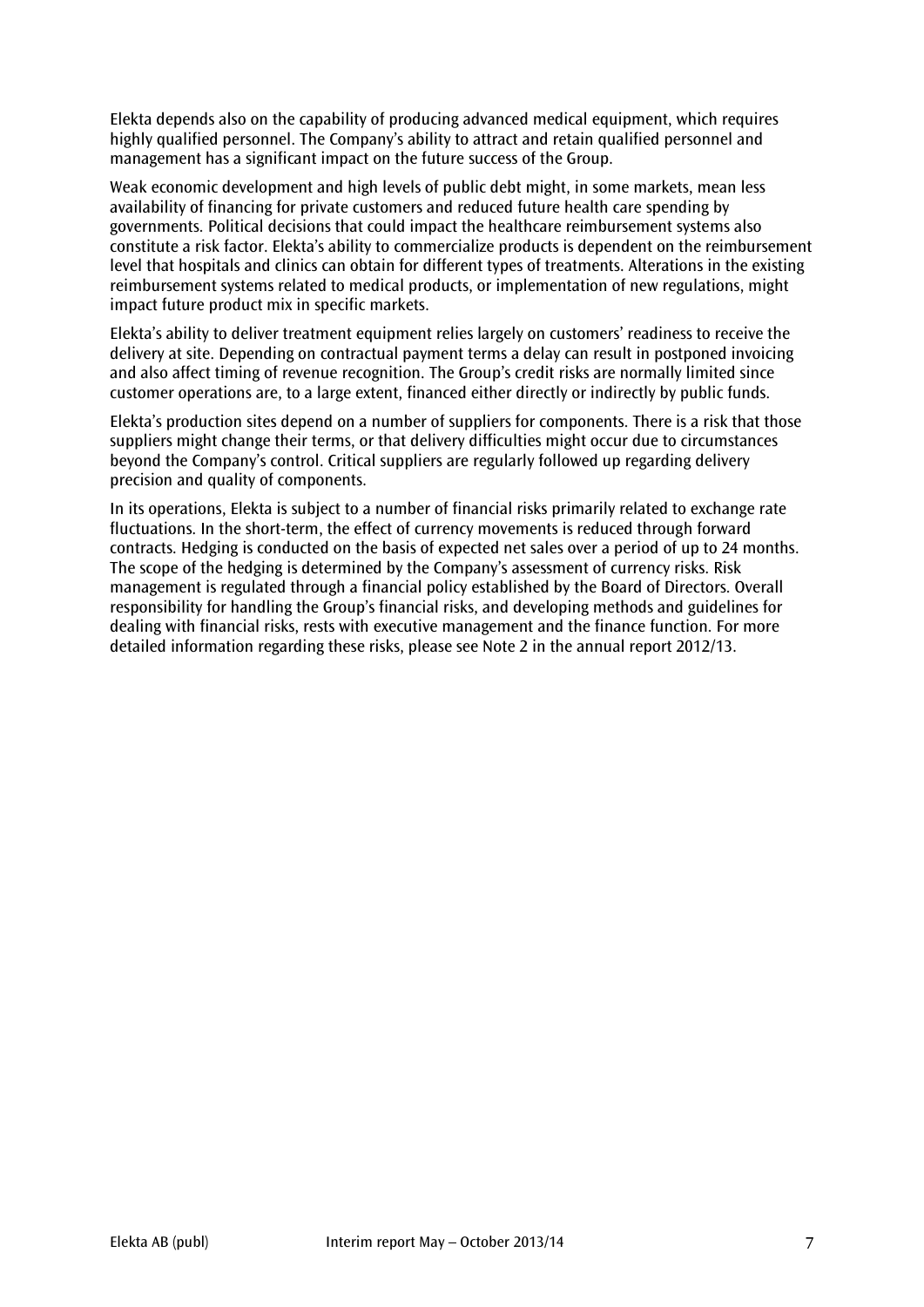Elekta depends also on the capability of producing advanced medical equipment, which requires highly qualified personnel. The Company's ability to attract and retain qualified personnel and management has a significant impact on the future success of the Group.

Weak economic development and high levels of public debt might, in some markets, mean less availability of financing for private customers and reduced future health care spending by governments. Political decisions that could impact the healthcare reimbursement systems also constitute a risk factor. Elekta's ability to commercialize products is dependent on the reimbursement level that hospitals and clinics can obtain for different types of treatments. Alterations in the existing reimbursement systems related to medical products, or implementation of new regulations, might impact future product mix in specific markets.

Elekta's ability to deliver treatment equipment relies largely on customers' readiness to receive the delivery at site. Depending on contractual payment terms a delay can result in postponed invoicing and also affect timing of revenue recognition. The Group's credit risks are normally limited since customer operations are, to a large extent, financed either directly or indirectly by public funds.

Elekta's production sites depend on a number of suppliers for components. There is a risk that those suppliers might change their terms, or that delivery difficulties might occur due to circumstances beyond the Company's control. Critical suppliers are regularly followed up regarding delivery precision and quality of components.

In its operations, Elekta is subject to a number of financial risks primarily related to exchange rate fluctuations. In the short-term, the effect of currency movements is reduced through forward contracts. Hedging is conducted on the basis of expected net sales over a period of up to 24 months. The scope of the hedging is determined by the Company's assessment of currency risks. Risk management is regulated through a financial policy established by the Board of Directors. Overall responsibility for handling the Group's financial risks, and developing methods and guidelines for dealing with financial risks, rests with executive management and the finance function. For more detailed information regarding these risks, please see Note 2 in the annual report 2012/13.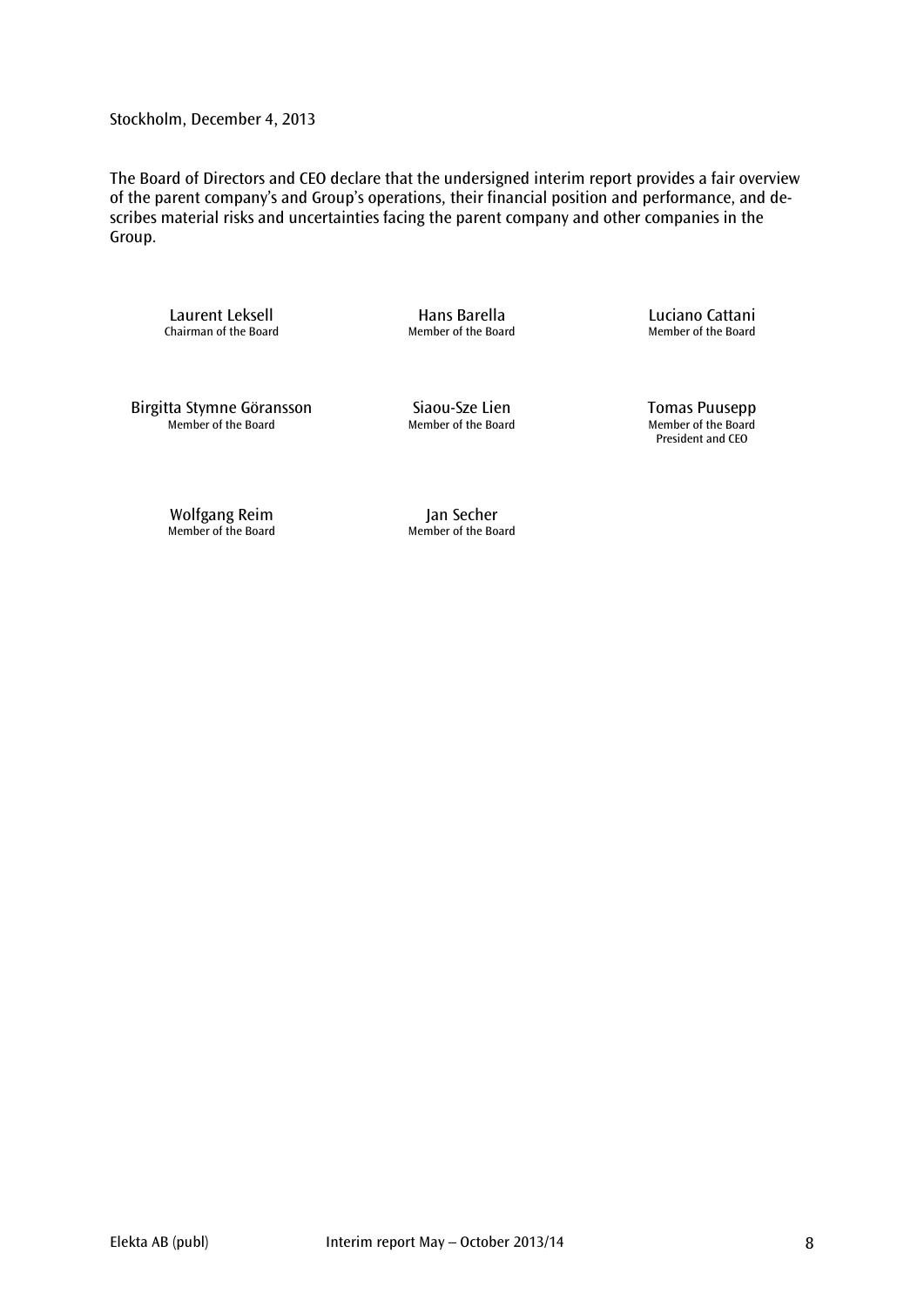Stockholm, December 4, 2013

The Board of Directors and CEO declare that the undersigned interim report provides a fair overview of the parent company's and Group's operations, their financial position and performance, and describes material risks and uncertainties facing the parent company and other companies in the Group.

Laurent Leksell
Chairman of the Board

Hans Barella
Member of the Board

Luciano Cattani
Member of the Board

Birgitta Stymne Göransson
Member of the Board

Siaou-Sze Lien
Member of the Board

Tomas Puusepp
Member of the Board
President and CEO

Wolfgang Reim
Member of the Board

Jan Secher
Member of the Board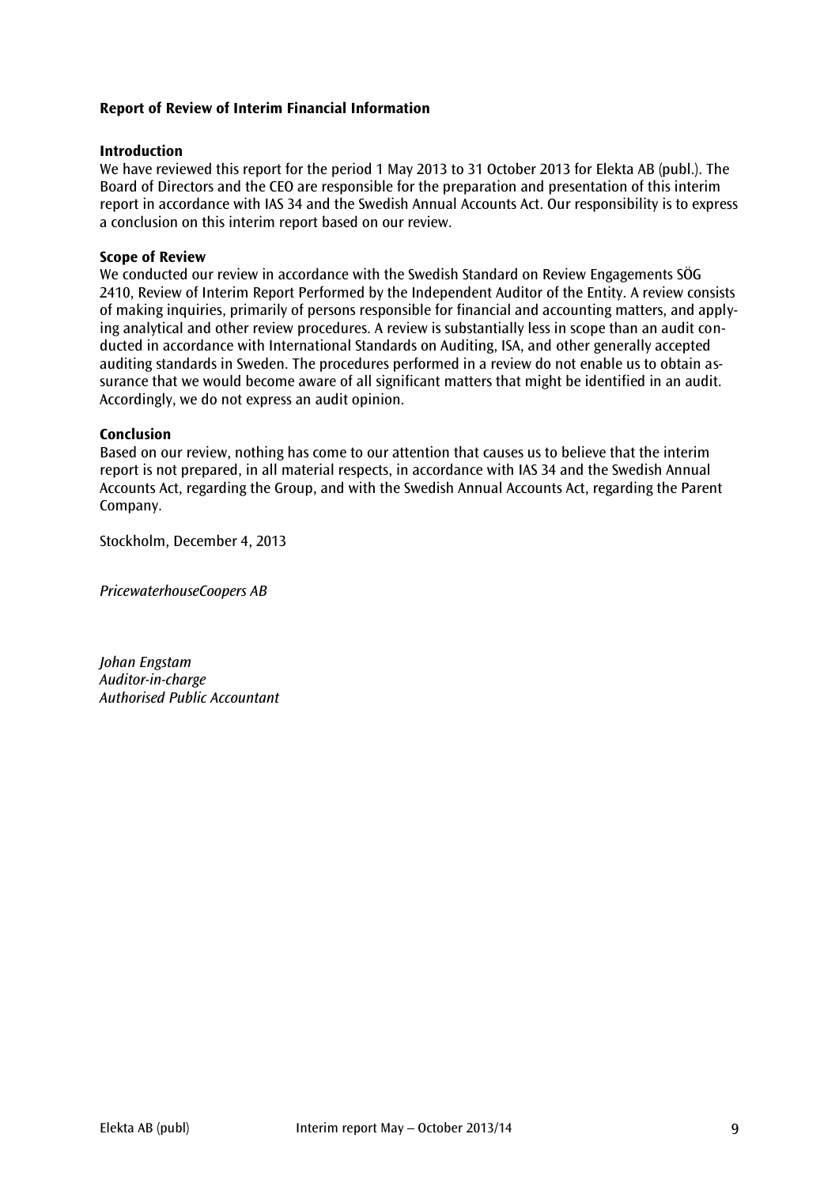## Report of Review of Interim Financial Information

### Introduction

We have reviewed this report for the period 1 May 2013 to 31 October 2013 for Elekta AB (publ.). The Board of Directors and the CEO are responsible for the preparation and presentation of this interim report in accordance with IAS 34 and the Swedish Annual Accounts Act. Our responsibility is to express a conclusion on this interim report based on our review.

### Scope of Review

We conducted our review in accordance with the Swedish Standard on Review Engagements SÖG 2410, Review of Interim Report Performed by the Independent Auditor of the Entity. A review consists of making inquiries, primarily of persons responsible for financial and accounting matters, and applying analytical and other review procedures. A review is substantially less in scope than an audit conducted in accordance with International Standards on Auditing, ISA, and other generally accepted auditing standards in Sweden. The procedures performed in a review do not enable us to obtain assurance that we would become aware of all significant matters that might be identified in an audit. Accordingly, we do not express an audit opinion.

### Conclusion

Based on our review, nothing has come to our attention that causes us to believe that the interim report is not prepared, in all material respects, in accordance with IAS 34 and the Swedish Annual Accounts Act, regarding the Group, and with the Swedish Annual Accounts Act, regarding the Parent Company.

Stockholm, December 4, 2013

*PricewaterhouseCoopers AB*

*Johan Engstam*
*Auditor-in-charge*
*Authorised Public Accountant*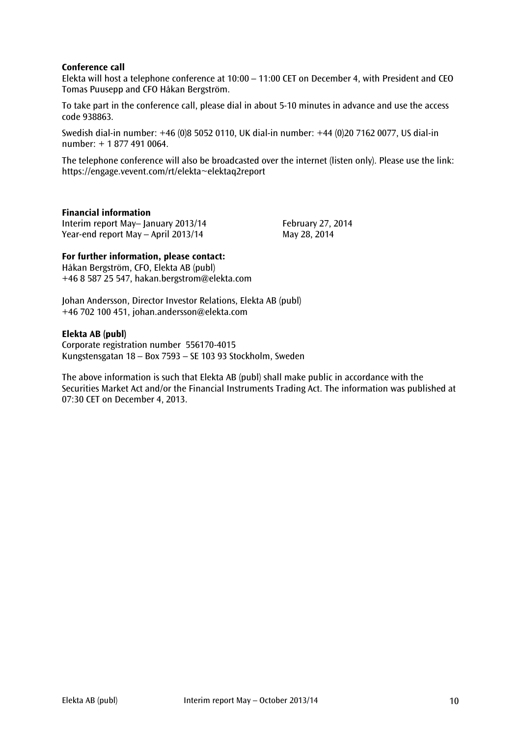**Conference call**

Elekta will host a telephone conference at 10:00 – 11:00 CET on December 4, with President and CEO Tomas Puusepp and CFO Håkan Bergström.

To take part in the conference call, please dial in about 5-10 minutes in advance and use the access code 938863.

Swedish dial-in number: +46 (0)8 5052 0110, UK dial-in number: +44 (0)20 7162 0077, US dial-in number: + 1 877 491 0064.

The telephone conference will also be broadcasted over the internet (listen only). Please use the link: https://engage.vevent.com/rt/elekta~elektaq2report

**Financial information**

Interim report May– January 2013/14 February 27, 2014
Year-end report May – April 2013/14 May 28, 2014

**For further information, please contact:**

Håkan Bergström, CFO, Elekta AB (publ)
+46 8 587 25 547, hakan.bergstrom@elekta.com

Johan Andersson, Director Investor Relations, Elekta AB (publ)
+46 702 100 451, johan.andersson@elekta.com

**Elekta AB (publ)**

Corporate registration number 556170-4015
Kungstensgatan 18 – Box 7593 – SE 103 93 Stockholm, Sweden

The above information is such that Elekta AB (publ) shall make public in accordance with the Securities Market Act and/or the Financial Instruments Trading Act. The information was published at 07:30 CET on December 4, 2013.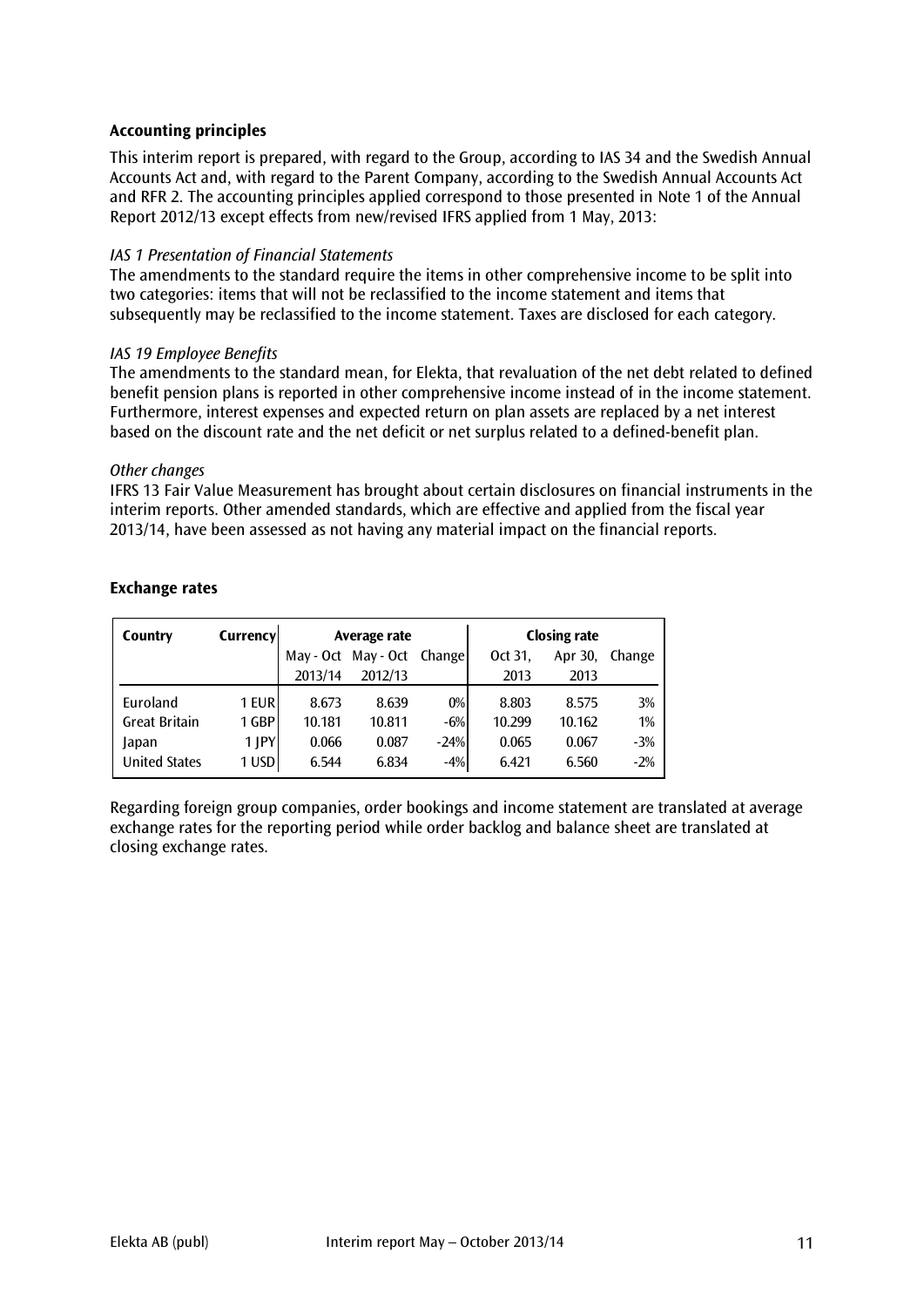### Accounting principles

This interim report is prepared, with regard to the Group, according to IAS 34 and the Swedish Annual Accounts Act and, with regard to the Parent Company, according to the Swedish Annual Accounts Act and RFR 2. The accounting principles applied correspond to those presented in Note 1 of the Annual Report 2012/13 except effects from new/revised IFRS applied from 1 May, 2013:

*IAS 1 Presentation of Financial Statements*
The amendments to the standard require the items in other comprehensive income to be split into two categories: items that will not be reclassified to the income statement and items that subsequently may be reclassified to the income statement. Taxes are disclosed for each category.

*IAS 19 Employee Benefits*
The amendments to the standard mean, for Elekta, that revaluation of the net debt related to defined benefit pension plans is reported in other comprehensive income instead of in the income statement. Furthermore, interest expenses and expected return on plan assets are replaced by a net interest based on the discount rate and the net deficit or net surplus related to a defined-benefit plan.

*Other changes*
IFRS 13 Fair Value Measurement has brought about certain disclosures on financial instruments in the interim reports. Other amended standards, which are effective and applied from the fiscal year 2013/14, have been assessed as not having any material impact on the financial reports.

### Exchange rates

| Country | Currency | Average rate | | | Closing rate | | |
|---|---|---|---|---|---|---|---|
| | | May - Oct 2013/14 | May - Oct 2012/13 | Change | Oct 31, 2013 | Apr 30, 2013 | Change |
| Euroland | 1 EUR | 8.673 | 8.639 | 0% | 8.803 | 8.575 | 3% |
| Great Britain | 1 GBP | 10.181 | 10.811 | -6% | 10.299 | 10.162 | 1% |
| Japan | 1 JPY | 0.066 | 0.087 | -24% | 0.065 | 0.067 | -3% |
| United States | 1 USD | 6.544 | 6.834 | -4% | 6.421 | 6.560 | -2% |

Regarding foreign group companies, order bookings and income statement are translated at average exchange rates for the reporting period while order backlog and balance sheet are translated at closing exchange rates.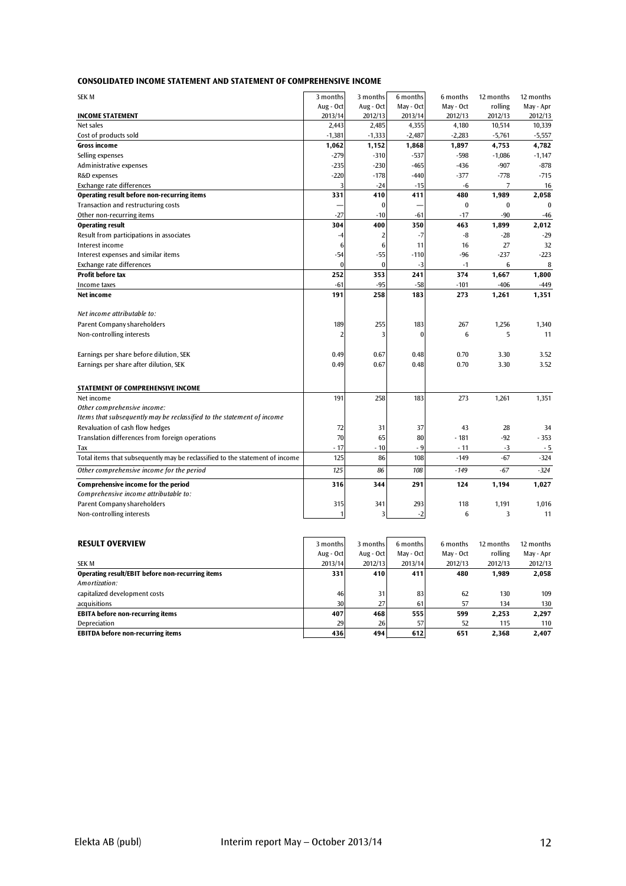## CONSOLIDATED INCOME STATEMENT AND STATEMENT OF COMPREHENSIVE INCOME

| SEK M | 3 months Aug - Oct 2013/14 | 3 months Aug - Oct 2012/13 | 6 months May - Oct 2013/14 | 6 months May - Oct 2012/13 | 12 months rolling 2012/13 | 12 months May - Apr 2012/13 |
|---|---|---|---|---|---|---|
| **INCOME STATEMENT** | | | | | | |
| Net sales | 2,443 | 2,485 | 4,355 | 4,180 | 10,514 | 10,339 |
| Cost of products sold | -1,381 | -1,333 | -2,487 | -2,283 | -5,761 | -5,557 |
| **Gross income** | **1,062** | **1,152** | **1,868** | **1,897** | **4,753** | **4,782** |
| Selling expenses | -279 | -310 | -537 | -598 | -1,086 | -1,147 |
| Administrative expenses | -235 | -230 | -465 | -436 | -907 | -878 |
| R&D expenses | -220 | -178 | -440 | -377 | -778 | -715 |
| Exchange rate differences | 3 | -24 | -15 | -6 | 7 | 16 |
| **Operating result before non-recurring items** | **331** | **410** | **411** | **480** | **1,989** | **2,058** |
| Transaction and restructuring costs | — | 0 | — | 0 | 0 | 0 |
| Other non-recurring items | -27 | -10 | -61 | -17 | -90 | -46 |
| **Operating result** | **304** | **400** | **350** | **463** | **1,899** | **2,012** |
| Result from participations in associates | -4 | 2 | -7 | -8 | -28 | -29 |
| Interest income | 6 | 6 | 11 | 16 | 27 | 32 |
| Interest expenses and similar items | -54 | -55 | -110 | -96 | -237 | -223 |
| Exchange rate differences | 0 | 0 | -3 | -1 | 6 | 8 |
| **Profit before tax** | **252** | **353** | **241** | **374** | **1,667** | **1,800** |
| Income taxes | -61 | -95 | -58 | -101 | -406 | -449 |
| **Net income** | **191** | **258** | **183** | **273** | **1,261** | **1,351** |
| *Net income attributable to:* | | | | | | |
| Parent Company shareholders | 189 | 255 | 183 | 267 | 1,256 | 1,340 |
| Non-controlling interests | 2 | 3 | 0 | 6 | 5 | 11 |
| Earnings per share before dilution, SEK | 0.49 | 0.67 | 0.48 | 0.70 | 3.30 | 3.52 |
| Earnings per share after dilution, SEK | 0.49 | 0.67 | 0.48 | 0.70 | 3.30 | 3.52 |
| **STATEMENT OF COMPREHENSIVE INCOME** | | | | | | |
| Net income | 191 | 258 | 183 | 273 | 1,261 | 1,351 |
| *Other comprehensive income:* | | | | | | |
| *Items that subsequently may be reclassified to the statement of income* | | | | | | |
| Revaluation of cash flow hedges | 72 | 31 | 37 | 43 | 28 | 34 |
| Translation differences from foreign operations | 70 | 65 | 80 | - 181 | -92 | - 353 |
| Tax | - 17 | - 10 | - 9 | - 11 | -3 | - 5 |
| Total items that subsequently may be reclassified to the statement of income | 125 | 86 | 108 | -149 | -67 | -324 |
| *Other comprehensive income for the period* | *125* | *86* | *108* | *-149* | *-67* | *-324* |
| **Comprehensive income for the period** | **316** | **344** | **291** | **124** | **1,194** | **1,027** |
| *Comprehensive income attributable to:* | | | | | | |
| Parent Company shareholders | 315 | 341 | 293 | 118 | 1,191 | 1,016 |
| Non-controlling interests | 1 | 3 | -2 | 6 | 3 | 11 |

## RESULT OVERVIEW

| SEK M | 3 months Aug - Oct 2013/14 | 3 months Aug - Oct 2012/13 | 6 months May - Oct 2013/14 | 6 months May - Oct 2012/13 | 12 months rolling 2012/13 | 12 months May - Apr 2012/13 |
|---|---|---|---|---|---|---|
| **Operating result/EBIT before non-recurring items** | **331** | **410** | **411** | **480** | **1,989** | **2,058** |
| *Amortization:* | | | | | | |
| capitalized development costs | 46 | 31 | 83 | 62 | 130 | 109 |
| acquisitions | 30 | 27 | 61 | 57 | 134 | 130 |
| **EBITA before non-recurring items** | **407** | **468** | **555** | **599** | **2,253** | **2,297** |
| Depreciation | 29 | 26 | 57 | 52 | 115 | 110 |
| **EBITDA before non-recurring items** | **436** | **494** | **612** | **651** | **2,368** | **2,407** |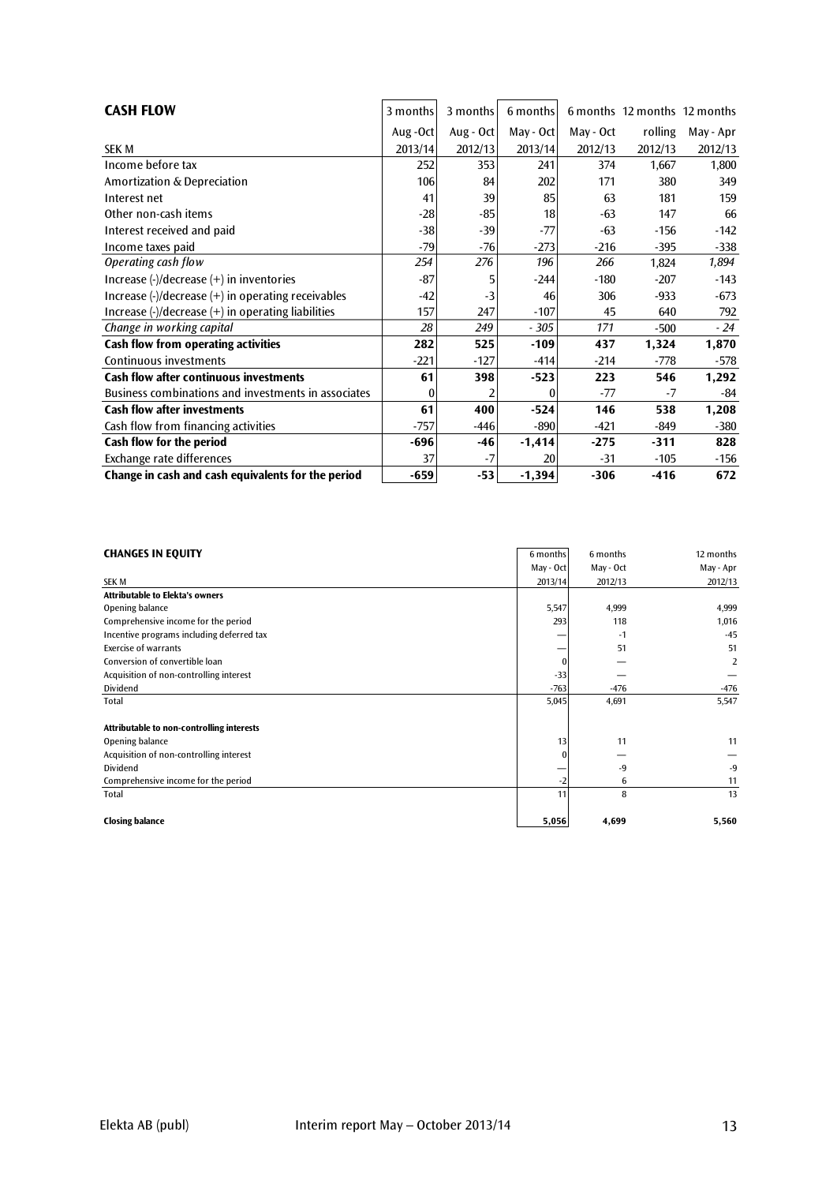| **CASH FLOW** | 3 months | 3 months | 6 months | 6 months | 12 months | 12 months |
|---|---|---|---|---|---|---|
| | Aug -Oct | Aug - Oct | May - Oct | May - Oct | rolling | May - Apr |
| SEK M | 2013/14 | 2012/13 | 2013/14 | 2012/13 | 2012/13 | 2012/13 |
| Income before tax | 252 | 353 | 241 | 374 | 1,667 | 1,800 |
| Amortization & Depreciation | 106 | 84 | 202 | 171 | 380 | 349 |
| Interest net | 41 | 39 | 85 | 63 | 181 | 159 |
| Other non-cash items | -28 | -85 | 18 | -63 | 147 | 66 |
| Interest received and paid | -38 | -39 | -77 | -63 | -156 | -142 |
| Income taxes paid | -79 | -76 | -273 | -216 | -395 | -338 |
| *Operating cash flow* | *254* | *276* | *196* | *266* | 1,824 | *1,894* |
| Increase (-)/decrease (+) in inventories | -87 | 5 | -244 | -180 | -207 | -143 |
| Increase (-)/decrease (+) in operating receivables | -42 | -3 | 46 | 306 | -933 | -673 |
| Increase (-)/decrease (+) in operating liabilities | 157 | 247 | -107 | 45 | 640 | 792 |
| *Change in working capital* | *28* | *249* | *- 305* | *171* | -500 | *- 24* |
| **Cash flow from operating activities** | **282** | **525** | **-109** | **437** | **1,324** | **1,870** |
| Continuous investments | -221 | -127 | -414 | -214 | -778 | -578 |
| **Cash flow after continuous investments** | **61** | **398** | **-523** | **223** | **546** | **1,292** |
| Business combinations and investments in associates | 0 | 2 | 0 | -77 | -7 | -84 |
| **Cash flow after investments** | **61** | **400** | **-524** | **146** | **538** | **1,208** |
| Cash flow from financing activities | -757 | -446 | -890 | -421 | -849 | -380 |
| **Cash flow for the period** | **-696** | **-46** | **-1,414** | **-275** | **-311** | **828** |
| Exchange rate differences | 37 | -7 | 20 | -31 | -105 | -156 |
| **Change in cash and cash equivalents for the period** | **-659** | **-53** | **-1,394** | **-306** | **-416** | **672** |

| **CHANGES IN EQUITY** | 6 months | 6 months | 12 months |
|---|---|---|---|
| | May - Oct | May - Oct | May - Apr |
| SEK M | 2013/14 | 2012/13 | 2012/13 |
| **Attributable to Elekta's owners** | | | |
| Opening balance | 5,547 | 4,999 | 4,999 |
| Comprehensive income for the period | 293 | 118 | 1,016 |
| Incentive programs including deferred tax | — | -1 | -45 |
| Exercise of warrants | — | 51 | 51 |
| Conversion of convertible loan | 0 | — | 2 |
| Acquisition of non-controlling interest | -33 | — | — |
| Dividend | -763 | -476 | -476 |
| Total | 5,045 | 4,691 | 5,547 |
| | | | |
| **Attributable to non-controlling interests** | | | |
| Opening balance | 13 | 11 | 11 |
| Acquisition of non-controlling interest | 0 | — | — |
| Dividend | — | -9 | -9 |
| Comprehensive income for the period | -2 | 6 | 11 |
| Total | 11 | 8 | 13 |
| | | | |
| **Closing balance** | **5,056** | **4,699** | **5,560** |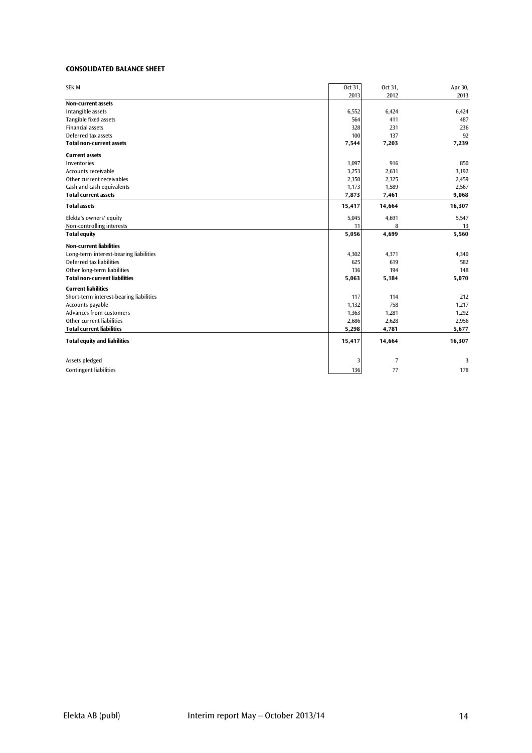**CONSOLIDATED BALANCE SHEET**

| SEK M | Oct 31, 2013 | Oct 31, 2012 | Apr 30, 2013 |
|---|---|---|---|
| **Non-current assets** | | | |
| Intangible assets | 6,552 | 6,424 | 6,424 |
| Tangible fixed assets | 564 | 411 | 487 |
| Financial assets | 328 | 231 | 236 |
| Deferred tax assets | 100 | 137 | 92 |
| **Total non-current assets** | **7,544** | **7,203** | **7,239** |
| **Current assets** | | | |
| Inventories | 1,097 | 916 | 850 |
| Accounts receivable | 3,253 | 2,631 | 3,192 |
| Other current receivables | 2,350 | 2,325 | 2,459 |
| Cash and cash equivalents | 1,173 | 1,589 | 2,567 |
| **Total current assets** | **7,873** | **7,461** | **9,068** |
| **Total assets** | **15,417** | **14,664** | **16,307** |
| Elekta's owners' equity | 5,045 | 4,691 | 5,547 |
| Non-controlling interests | 11 | 8 | 13 |
| **Total equity** | **5,056** | **4,699** | **5,560** |
| **Non-current liabilities** | | | |
| Long-term interest-bearing liabilities | 4,302 | 4,371 | 4,340 |
| Deferred tax liabilities | 625 | 619 | 582 |
| Other long-term liabilities | 136 | 194 | 148 |
| **Total non-current liabilities** | **5,063** | **5,184** | **5,070** |
| **Current liabilities** | | | |
| Short-term interest-bearing liabilities | 117 | 114 | 212 |
| Accounts payable | 1,132 | 758 | 1,217 |
| Advances from customers | 1,363 | 1,281 | 1,292 |
| Other current liabilities | 2,686 | 2,628 | 2,956 |
| **Total current liabilities** | **5,298** | **4,781** | **5,677** |
| **Total equity and liabilities** | **15,417** | **14,664** | **16,307** |
| Assets pledged | 3 | 7 | 3 |
| Contingent liabilities | 136 | 77 | 178 |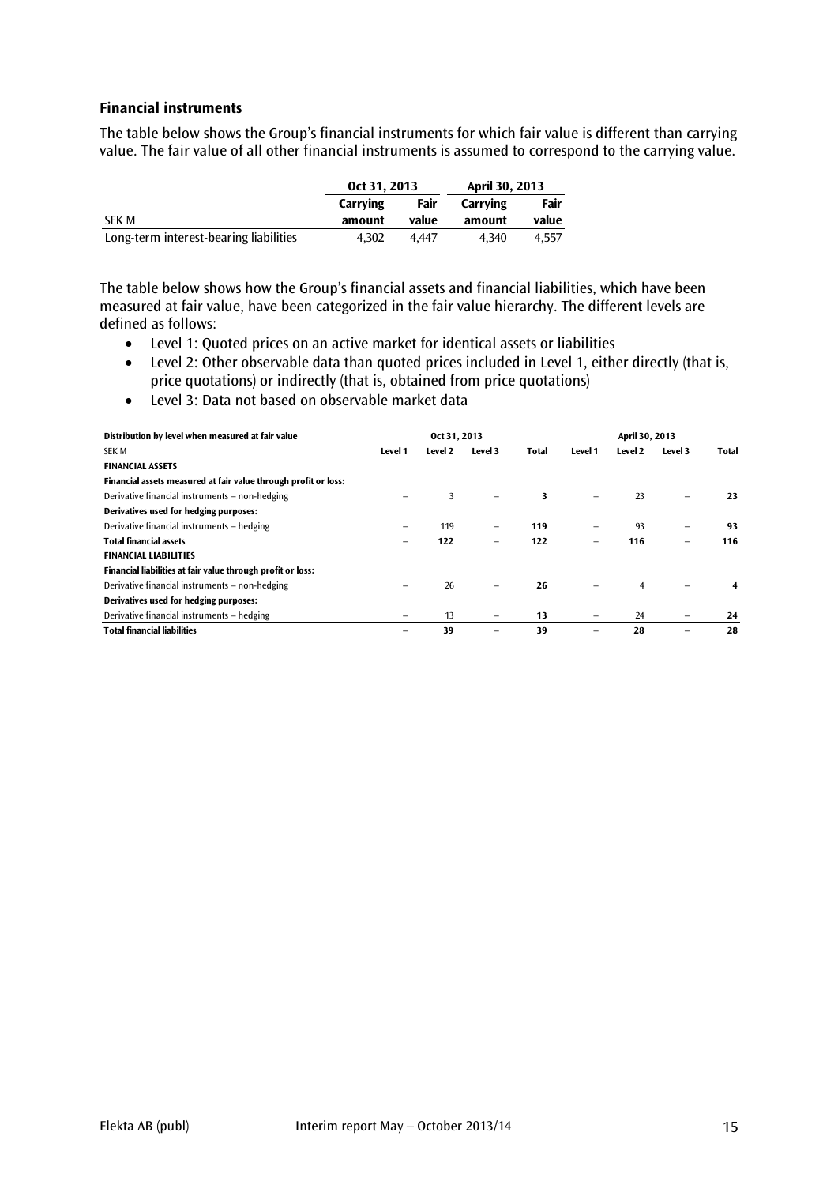### Financial instruments

The table below shows the Group's financial instruments for which fair value is different than carrying value. The fair value of all other financial instruments is assumed to correspond to the carrying value.

| | Oct 31, 2013 | | April 30, 2013 | |
|---|---|---|---|---|
| SEK M | Carrying amount | Fair value | Carrying amount | Fair value |
| Long-term interest-bearing liabilities | 4,302 | 4,447 | 4,340 | 4,557 |

The table below shows how the Group's financial assets and financial liabilities, which have been measured at fair value, have been categorized in the fair value hierarchy. The different levels are defined as follows:

- Level 1: Quoted prices on an active market for identical assets or liabilities
- Level 2: Other observable data than quoted prices included in Level 1, either directly (that is, price quotations) or indirectly (that is, obtained from price quotations)
- Level 3: Data not based on observable market data

| Distribution by level when measured at fair value | Oct 31, 2013 | | | | April 30, 2013 | | | |
|---|---|---|---|---|---|---|---|---|
| SEK M | Level 1 | Level 2 | Level 3 | Total | Level 1 | Level 2 | Level 3 | Total |
| **FINANCIAL ASSETS** | | | | | | | | |
| **Financial assets measured at fair value through profit or loss:** | | | | | | | | |
| Derivative financial instruments – non-hedging | – | 3 | – | **3** | – | 23 | – | **23** |
| **Derivatives used for hedging purposes:** | | | | | | | | |
| Derivative financial instruments – hedging | – | 119 | – | **119** | – | 93 | – | **93** |
| **Total financial assets** | – | **122** | – | **122** | – | **116** | – | **116** |
| **FINANCIAL LIABILITIES** | | | | | | | | |
| **Financial liabilities at fair value through profit or loss:** | | | | | | | | |
| Derivative financial instruments – non-hedging | – | 26 | – | **26** | – | 4 | – | **4** |
| **Derivatives used for hedging purposes:** | | | | | | | | |
| Derivative financial instruments – hedging | – | 13 | – | **13** | – | 24 | – | **24** |
| **Total financial liabilities** | – | **39** | – | **39** | – | **28** | – | **28** |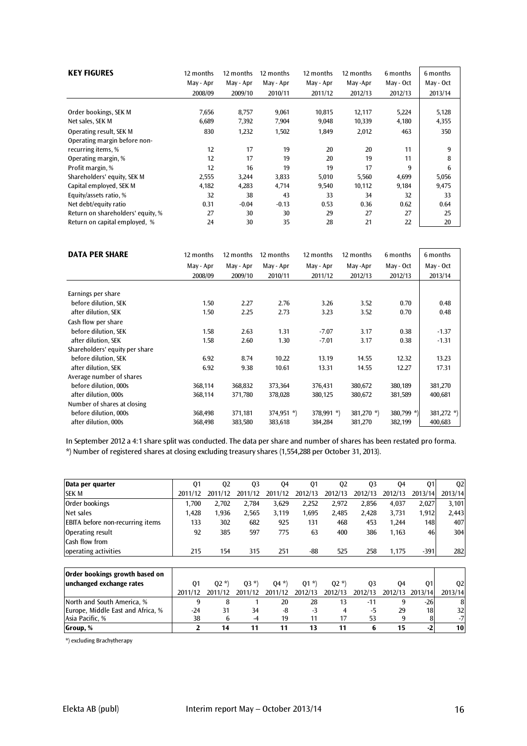| KEY FIGURES | 12 months May - Apr 2008/09 | 12 months May - Apr 2009/10 | 12 months May - Apr 2010/11 | 12 months May - Apr 2011/12 | 12 months May -Apr 2012/13 | 6 months May - Oct 2012/13 | 6 months May - Oct 2013/14 |
|---|---|---|---|---|---|---|---|
| Order bookings, SEK M | 7,656 | 8,757 | 9,061 | 10,815 | 12,117 | 5,224 | 5,128 |
| Net sales, SEK M | 6,689 | 7,392 | 7,904 | 9,048 | 10,339 | 4,180 | 4,355 |
| Operating result, SEK M | 830 | 1,232 | 1,502 | 1,849 | 2,012 | 463 | 350 |
| Operating margin before non-recurring items, % | 12 | 17 | 19 | 20 | 20 | 11 | 9 |
| Operating margin, % | 12 | 17 | 19 | 20 | 19 | 11 | 8 |
| Profit margin, % | 12 | 16 | 19 | 19 | 17 | 9 | 6 |
| Shareholders' equity, SEK M | 2,555 | 3,244 | 3,833 | 5,010 | 5,560 | 4,699 | 5,056 |
| Capital employed, SEK M | 4,182 | 4,283 | 4,714 | 9,540 | 10,112 | 9,184 | 9,475 |
| Equity/assets ratio, % | 32 | 38 | 43 | 33 | 34 | 32 | 33 |
| Net debt/equity ratio | 0.31 | -0.04 | -0.13 | 0.53 | 0.36 | 0.62 | 0.64 |
| Return on shareholders' equity, % | 27 | 30 | 30 | 29 | 27 | 27 | 25 |
| Return on capital employed, % | 24 | 30 | 35 | 28 | 21 | 22 | 20 |

| DATA PER SHARE | 12 months May - Apr 2008/09 | 12 months May - Apr 2009/10 | 12 months May - Apr 2010/11 | 12 months May - Apr 2011/12 | 12 months May -Apr 2012/13 | 6 months May - Oct 2012/13 | 6 months May - Oct 2013/14 |
|---|---|---|---|---|---|---|---|
| Earnings per share | | | | | | | |
| before dilution, SEK | 1.50 | 2.27 | 2.76 | 3.26 | 3.52 | 0.70 | 0.48 |
| after dilution, SEK | 1.50 | 2.25 | 2.73 | 3.23 | 3.52 | 0.70 | 0.48 |
| Cash flow per share | | | | | | | |
| before dilution, SEK | 1.58 | 2.63 | 1.31 | -7.07 | 3.17 | 0.38 | -1.37 |
| after dilution, SEK | 1.58 | 2.60 | 1.30 | -7.01 | 3.17 | 0.38 | -1.31 |
| Shareholders' equity per share | | | | | | | |
| before dilution, SEK | 6.92 | 8.74 | 10.22 | 13.19 | 14.55 | 12.32 | 13.23 |
| after dilution, SEK | 6.92 | 9.38 | 10.61 | 13.31 | 14.55 | 12.27 | 17.31 |
| Average number of shares | | | | | | | |
| before dilution, 000s | 368,114 | 368,832 | 373,364 | 376,431 | 380,672 | 380,189 | 381,270 |
| after dilution, 000s | 368,114 | 371,780 | 378,028 | 380,125 | 380,672 | 381,589 | 400,681 |
| Number of shares at closing | | | | | | | |
| before dilution, 000s | 368,498 | 371,181 | 374,951 *) | 378,991 *) | 381,270 *) | 380,799 *) | 381,272 *) |
| after dilution, 000s | 368,498 | 383,580 | 383,618 | 384,284 | 381,270 | 382,199 | 400,683 |

In September 2012 a 4:1 share split was conducted. The data per share and number of shares has been restated pro forma.
*) Number of registered shares at closing excluding treasury shares (1,554,288 per October 31, 2013).

| Data per quarter SEK M | Q1 2011/12 | Q2 2011/12 | Q3 2011/12 | Q4 2011/12 | Q1 2012/13 | Q2 2012/13 | Q3 2012/13 | Q4 2012/13 | Q1 2013/14 | Q2 2013/14 |
|---|---|---|---|---|---|---|---|---|---|---|
| Order bookings | 1,700 | 2,702 | 2,784 | 3,629 | 2,252 | 2,972 | 2,856 | 4,037 | 2,027 | 3,101 |
| Net sales | 1,428 | 1,936 | 2,565 | 3,119 | 1,695 | 2,485 | 2,428 | 3,731 | 1,912 | 2,443 |
| EBITA before non-recurring items | 133 | 302 | 682 | 925 | 131 | 468 | 453 | 1,244 | 148 | 407 |
| Operating result | 92 | 385 | 597 | 775 | 63 | 400 | 386 | 1,163 | 46 | 304 |
| Cash flow from operating activities | 215 | 154 | 315 | 251 | -88 | 525 | 258 | 1,175 | -391 | 282 |

| Order bookings growth based on unchanged exchange rates | Q1 2011/12 | Q2 *) 2011/12 | Q3 *) 2011/12 | Q4 *) 2011/12 | Q1 *) 2012/13 | Q2 *) 2012/13 | Q3 2012/13 | Q4 2012/13 | Q1 2013/14 | Q2 2013/14 |
|---|---|---|---|---|---|---|---|---|---|---|
| North and South America, % | 9 | 8 | 1 | 20 | 28 | 13 | -11 | 9 | -26 | 8 |
| Europe, Middle East and Africa, % | -24 | 31 | 34 | -8 | -3 | 4 | -5 | 29 | 18 | 32 |
| Asia Pacific, % | 38 | 6 | -4 | 19 | 11 | 17 | 53 | 9 | 8 | -7 |
| **Group, %** | **2** | **14** | **11** | **11** | **13** | **11** | **6** | **15** | **-2** | **10** |

*) excluding Brachytherapy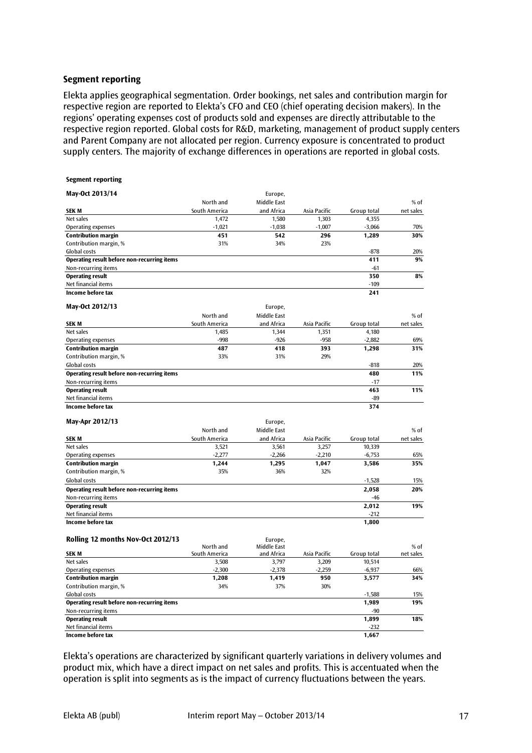## Segment reporting

Elekta applies geographical segmentation. Order bookings, net sales and contribution margin for respective region are reported to Elekta's CFO and CEO (chief operating decision makers). In the regions' operating expenses cost of products sold and expenses are directly attributable to the respective region reported. Global costs for R&D, marketing, management of product supply centers and Parent Company are not allocated per region. Currency exposure is concentrated to product supply centers. The majority of exchange differences in operations are reported in global costs.

**Segment reporting**

**May-Oct 2013/14**

| SEK M | North and South America | Europe, Middle East and Africa | Asia Pacific | Group total | % of net sales |
|---|---|---|---|---|---|
| Net sales | 1,472 | 1,580 | 1,303 | 4,355 | |
| Operating expenses | -1,021 | -1,038 | -1,007 | -3,066 | 70% |
| **Contribution margin** | **451** | **542** | **296** | **1,289** | **30%** |
| Contribution margin, % | 31% | 34% | 23% | | |
| Global costs | | | | -878 | 20% |
| **Operating result before non-recurring items** | | | | **411** | **9%** |
| Non-recurring items | | | | -61 | |
| **Operating result** | | | | **350** | **8%** |
| Net financial items | | | | -109 | |
| **Income before tax** | | | | **241** | |

**May-Oct 2012/13**

| SEK M | North and South America | Europe, Middle East and Africa | Asia Pacific | Group total | % of net sales |
|---|---|---|---|---|---|
| Net sales | 1,485 | 1,344 | 1,351 | 4,180 | |
| Operating expenses | -998 | -926 | -958 | -2,882 | 69% |
| **Contribution margin** | **487** | **418** | **393** | **1,298** | **31%** |
| Contribution margin, % | 33% | 31% | 29% | | |
| Global costs | | | | -818 | 20% |
| **Operating result before non-recurring items** | | | | **480** | **11%** |
| Non-recurring items | | | | -17 | |
| **Operating result** | | | | **463** | **11%** |
| Net financial items | | | | -89 | |
| **Income before tax** | | | | **374** | |

**May-Apr 2012/13**

| SEK M | North and South America | Europe, Middle East and Africa | Asia Pacific | Group total | % of net sales |
|---|---|---|---|---|---|
| Net sales | 3,521 | 3,561 | 3,257 | 10,339 | |
| Operating expenses | -2,277 | -2,266 | -2,210 | -6,753 | 65% |
| **Contribution margin** | **1,244** | **1,295** | **1,047** | **3,586** | **35%** |
| Contribution margin, % | 35% | 36% | 32% | | |
| Global costs | | | | -1,528 | 15% |
| **Operating result before non-recurring items** | | | | **2,058** | **20%** |
| Non-recurring items | | | | -46 | |
| **Operating result** | | | | **2,012** | **19%** |
| Net financial items | | | | -212 | |
| **Income before tax** | | | | **1,800** | |

**Rolling 12 months Nov-Oct 2012/13**

| SEK M | North and South America | Europe, Middle East and Africa | Asia Pacific | Group total | % of net sales |
|---|---|---|---|---|---|
| Net sales | 3,508 | 3,797 | 3,209 | 10,514 | |
| Operating expenses | -2,300 | -2,378 | -2,259 | -6,937 | 66% |
| **Contribution margin** | **1,208** | **1,419** | **950** | **3,577** | **34%** |
| Contribution margin, % | 34% | 37% | 30% | | |
| Global costs | | | | -1,588 | 15% |
| **Operating result before non-recurring items** | | | | **1,989** | **19%** |
| Non-recurring items | | | | -90 | |
| **Operating result** | | | | **1,899** | **18%** |
| Net financial items | | | | -232 | |
| **Income before tax** | | | | **1,667** | |

Elekta's operations are characterized by significant quarterly variations in delivery volumes and product mix, which have a direct impact on net sales and profits. This is accentuated when the operation is split into segments as is the impact of currency fluctuations between the years.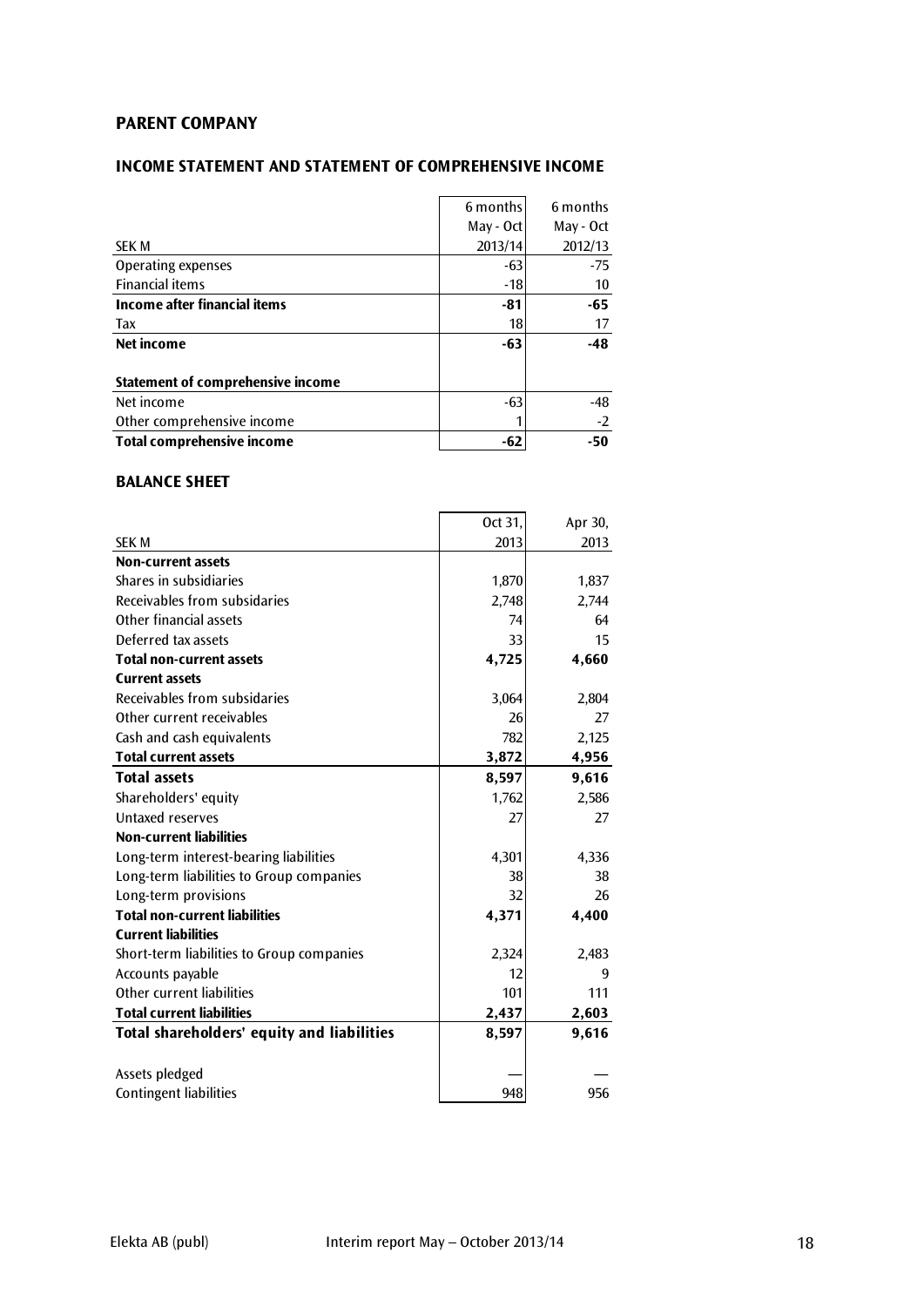## PARENT COMPANY

### INCOME STATEMENT AND STATEMENT OF COMPREHENSIVE INCOME

| SEK M | 6 months May - Oct 2013/14 | 6 months May - Oct 2012/13 |
|---|---|---|
| Operating expenses | -63 | -75 |
| Financial items | -18 | 10 |
| **Income after financial items** | **-81** | **-65** |
| Tax | 18 | 17 |
| **Net income** | **-63** | **-48** |
| | | |
| **Statement of comprehensive income** | | |
| Net income | -63 | -48 |
| Other comprehensive income | 1 | -2 |
| **Total comprehensive income** | **-62** | **-50** |

### BALANCE SHEET

| SEK M | Oct 31, 2013 | Apr 30, 2013 |
|---|---|---|
| **Non-current assets** | | |
| Shares in subsidiaries | 1,870 | 1,837 |
| Receivables from subsidaries | 2,748 | 2,744 |
| Other financial assets | 74 | 64 |
| Deferred tax assets | 33 | 15 |
| **Total non-current assets** | **4,725** | **4,660** |
| **Current assets** | | |
| Receivables from subsidaries | 3,064 | 2,804 |
| Other current receivables | 26 | 27 |
| Cash and cash equivalents | 782 | 2,125 |
| **Total current assets** | **3,872** | **4,956** |
| **Total assets** | **8,597** | **9,616** |
| Shareholders' equity | 1,762 | 2,586 |
| Untaxed reserves | 27 | 27 |
| **Non-current liabilities** | | |
| Long-term interest-bearing liabilities | 4,301 | 4,336 |
| Long-term liabilities to Group companies | 38 | 38 |
| Long-term provisions | 32 | 26 |
| **Total non-current liabilities** | **4,371** | **4,400** |
| **Current liabilities** | | |
| Short-term liabilities to Group companies | 2,324 | 2,483 |
| Accounts payable | 12 | 9 |
| Other current liabilities | 101 | 111 |
| **Total current liabilities** | **2,437** | **2,603** |
| **Total shareholders' equity and liabilities** | **8,597** | **9,616** |
| | | |
| Assets pledged | — | — |
| Contingent liabilities | 948 | 956 |